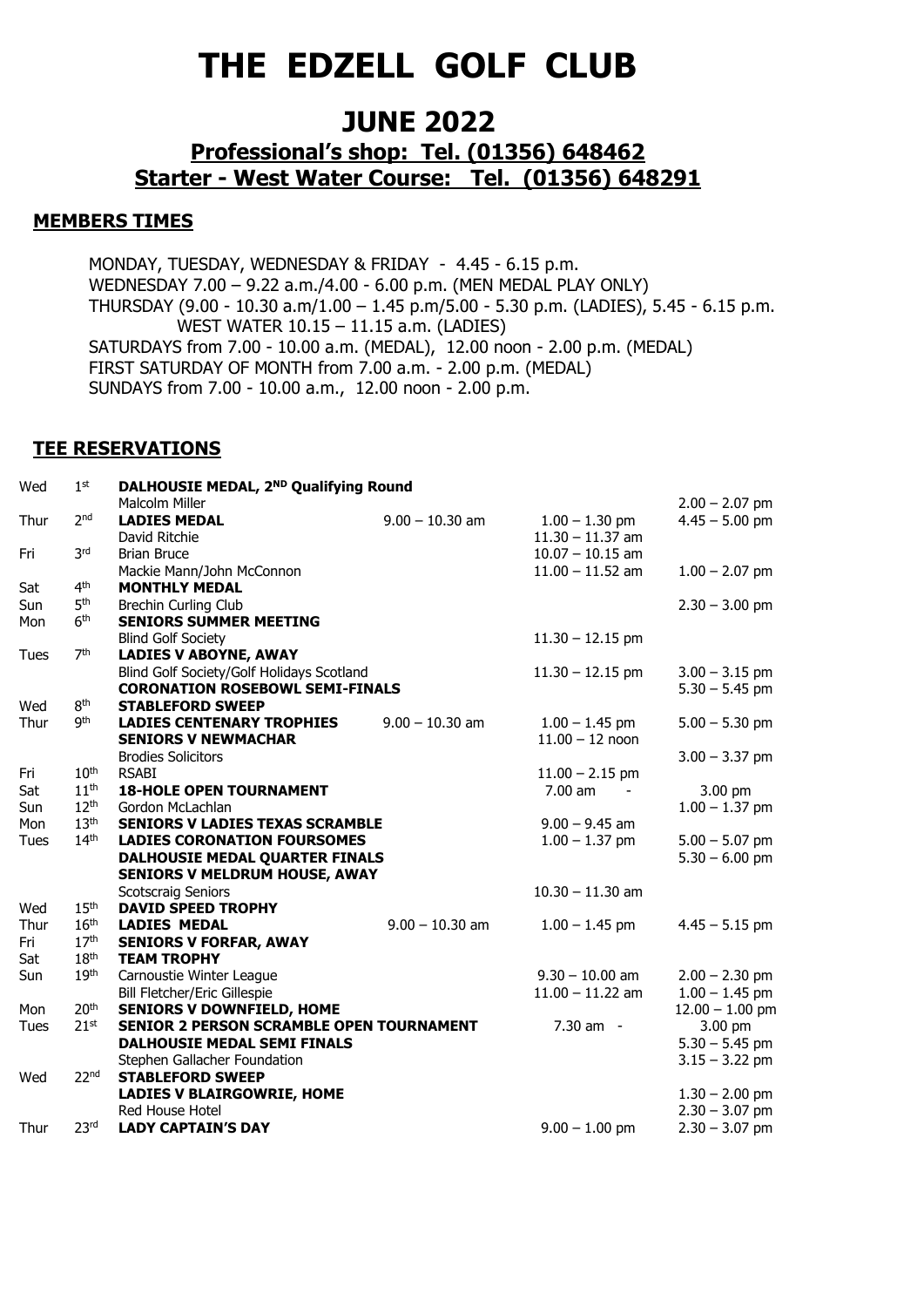# THE EDZELL GOLF CLUB

## JUNE 2022

### Professional's shop: Tel. (01356) 648462
### Starter - West Water Course: Tel. (01356) 648291

#### MEMBERS TIMES

MONDAY, TUESDAY, WEDNESDAY & FRIDAY - 4.45 - 6.15 p.m.
WEDNESDAY 7.00 – 9.22 a.m./4.00 - 6.00 p.m. (MEN MEDAL PLAY ONLY)
THURSDAY (9.00 - 10.30 a.m/1.00 – 1.45 p.m/5.00 - 5.30 p.m. (LADIES), 5.45 - 6.15 p.m.
WEST WATER 10.15 – 11.15 a.m. (LADIES)
SATURDAYS from 7.00 - 10.00 a.m. (MEDAL), 12.00 noon - 2.00 p.m. (MEDAL)
FIRST SATURDAY OF MONTH from 7.00 a.m. - 2.00 p.m. (MEDAL)
SUNDAYS from 7.00 - 10.00 a.m., 12.00 noon - 2.00 p.m.

#### TEE RESERVATIONS

| Day | Date | Event | | | |
|---|---|---|---|---|---|
| Wed | 1st | **DALHOUSIE MEDAL, 2ND Qualifying Round** | | | |
| | | Malcolm Miller | | | 2.00 – 2.07 pm |
| Thur | 2nd | **LADIES MEDAL** | 9.00 – 10.30 am | 1.00 – 1.30 pm | 4.45 – 5.00 pm |
| | | David Ritchie | | 11.30 – 11.37 am | |
| Fri | 3rd | Brian Bruce | | 10.07 – 10.15 am | |
| | | Mackie Mann/John McConnon | | 11.00 – 11.52 am | 1.00 – 2.07 pm |
| Sat | 4th | **MONTHLY MEDAL** | | | |
| Sun | 5th | Brechin Curling Club | | | 2.30 – 3.00 pm |
| Mon | 6th | **SENIORS SUMMER MEETING** | | | |
| | | Blind Golf Society | | 11.30 – 12.15 pm | |
| Tues | 7th | **LADIES V ABOYNE, AWAY** | | | |
| | | Blind Golf Society/Golf Holidays Scotland | | 11.30 – 12.15 pm | 3.00 – 3.15 pm |
| | | **CORONATION ROSEBOWL SEMI-FINALS** | | | 5.30 – 5.45 pm |
| Wed | 8th | **STABLEFORD SWEEP** | | | |
| Thur | 9th | **LADIES CENTENARY TROPHIES** | 9.00 – 10.30 am | 1.00 – 1.45 pm | 5.00 – 5.30 pm |
| | | **SENIORS V NEWMACHAR** | | 11.00 – 12 noon | |
| | | Brodies Solicitors | | | 3.00 – 3.37 pm |
| Fri | 10th | RSABI | | 11.00 – 2.15 pm | |
| Sat | 11th | **18-HOLE OPEN TOURNAMENT** | | 7.00 am - | 3.00 pm |
| Sun | 12th | Gordon McLachlan | | | 1.00 – 1.37 pm |
| Mon | 13th | **SENIORS V LADIES TEXAS SCRAMBLE** | | 9.00 – 9.45 am | |
| Tues | 14th | **LADIES CORONATION FOURSOMES** | | 1.00 – 1.37 pm | 5.00 – 5.07 pm |
| | | **DALHOUSIE MEDAL QUARTER FINALS** | | | 5.30 – 6.00 pm |
| | | **SENIORS V MELDRUM HOUSE, AWAY** | | | |
| | | Scotscraig Seniors | | 10.30 – 11.30 am | |
| Wed | 15th | **DAVID SPEED TROPHY** | | | |
| Thur | 16th | **LADIES MEDAL** | 9.00 – 10.30 am | 1.00 – 1.45 pm | 4.45 – 5.15 pm |
| Fri | 17th | **SENIORS V FORFAR, AWAY** | | | |
| Sat | 18th | **TEAM TROPHY** | | | |
| Sun | 19th | Carnoustie Winter League | | 9.30 – 10.00 am | 2.00 – 2.30 pm |
| | | Bill Fletcher/Eric Gillespie | | 11.00 – 11.22 am | 1.00 – 1.45 pm |
| Mon | 20th | **SENIORS V DOWNFIELD, HOME** | | | 12.00 – 1.00 pm |
| Tues | 21st | **SENIOR 2 PERSON SCRAMBLE OPEN TOURNAMENT** | | 7.30 am - | 3.00 pm |
| | | **DALHOUSIE MEDAL SEMI FINALS** | | | 5.30 – 5.45 pm |
| | | Stephen Gallacher Foundation | | | 3.15 – 3.22 pm |
| Wed | 22nd | **STABLEFORD SWEEP** | | | |
| | | **LADIES V BLAIRGOWRIE, HOME** | | | 1.30 – 2.00 pm |
| | | Red House Hotel | | | 2.30 – 3.07 pm |
| Thur | 23rd | **LADY CAPTAIN'S DAY** | | 9.00 – 1.00 pm | 2.30 – 3.07 pm |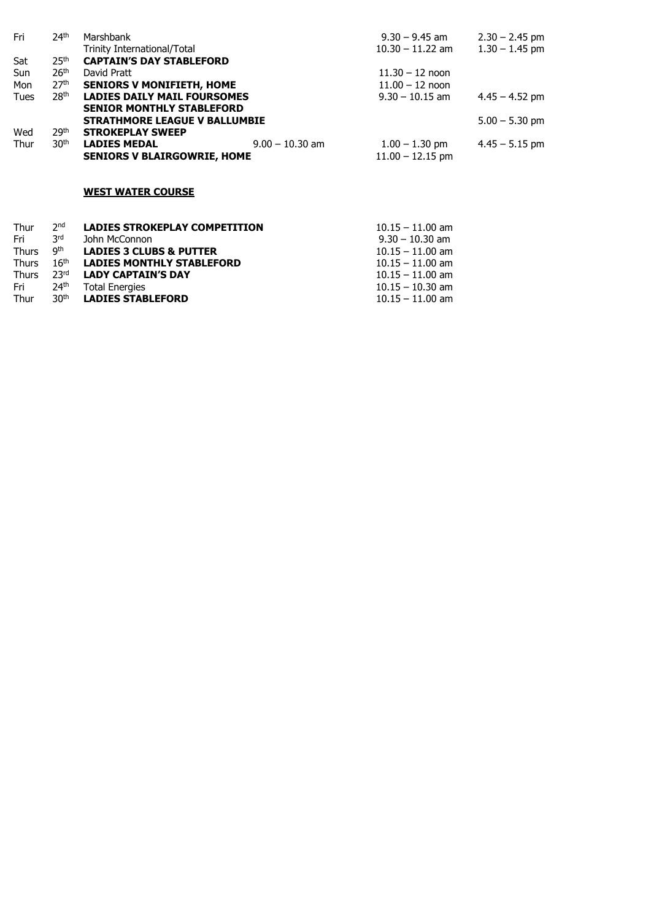| | | | | | |
|---|---|---|---|---|---|
| Fri | 24th | Marshbank | | 9.30 – 9.45 am | 2.30 – 2.45 pm |
| | | Trinity International/Total | | 10.30 – 11.22 am | 1.30 – 1.45 pm |
| Sat | 25th | **CAPTAIN'S DAY STABLEFORD** | | | |
| Sun | 26th | David Pratt | | 11.30 – 12 noon | |
| Mon | 27th | **SENIORS V MONIFIETH, HOME** | | 11.00 – 12 noon | |
| Tues | 28th | **LADIES DAILY MAIL FOURSOMES** | | 9.30 – 10.15 am | 4.45 – 4.52 pm |
| | | **SENIOR MONTHLY STABLEFORD** | | | |
| | | **STRATHMORE LEAGUE V BALLUMBIE** | | | 5.00 – 5.30 pm |
| Wed | 29th | **STROKEPLAY SWEEP** | | | |
| Thur | 30th | **LADIES MEDAL** | 9.00 – 10.30 am | 1.00 – 1.30 pm | 4.45 – 5.15 pm |
| | | **SENIORS V BLAIRGOWRIE, HOME** | | 11.00 – 12.15 pm | |

## WEST WATER COURSE

| | | | |
|---|---|---|---|
| Thur | 2nd | **LADIES STROKEPLAY COMPETITION** | 10.15 – 11.00 am |
| Fri | 3rd | John McConnon | 9.30 – 10.30 am |
| Thurs | 9th | **LADIES 3 CLUBS & PUTTER** | 10.15 – 11.00 am |
| Thurs | 16th | **LADIES MONTHLY STABLEFORD** | 10.15 – 11.00 am |
| Thurs | 23rd | **LADY CAPTAIN'S DAY** | 10.15 – 11.00 am |
| Fri | 24th | Total Energies | 10.15 – 10.30 am |
| Thur | 30th | **LADIES STABLEFORD** | 10.15 – 11.00 am |